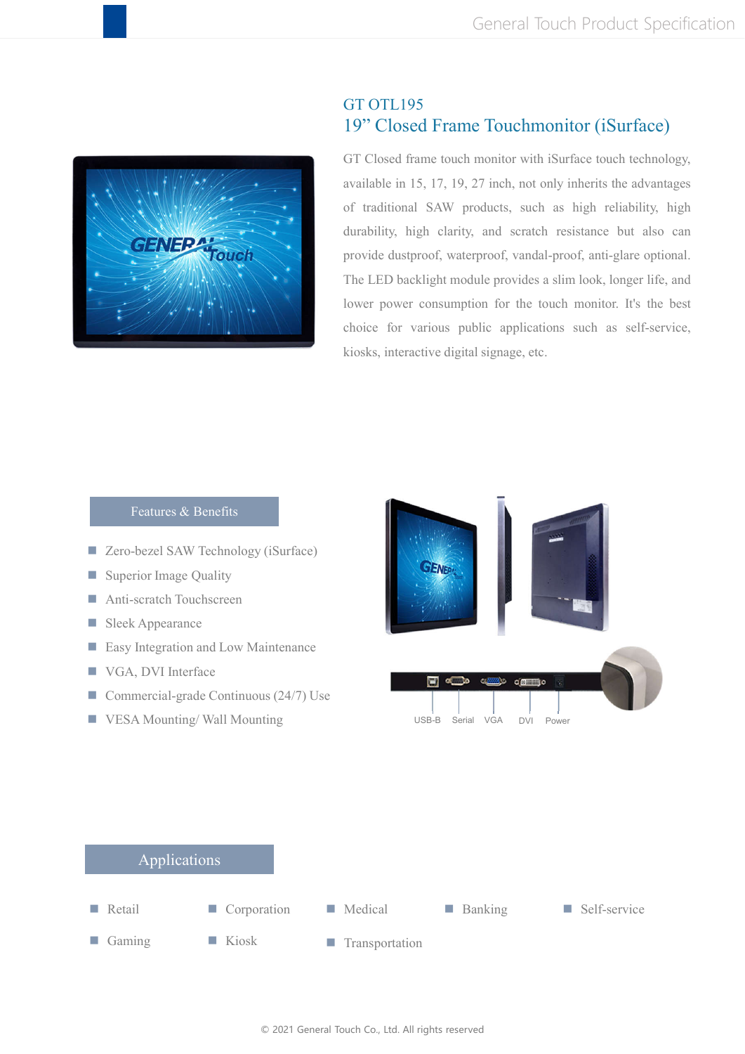# GT OTL195

## 19" Closed Frame Touchmonitor (iSurface)

GT Closed frame touch monitor with iSurface touch technology, available in 15, 17, 19, 27 inch, not only inherits the advantages of traditional SAW products, such as high reliability, high durability, high clarity, and scratch resistance but also can provide dustproof, waterproof, vandal-proof, anti-glare optional. The LED backlight module provides a slim look, longer life, and lower power consumption for the touch monitor. It's the best choice for various public applications such as self-service, kiosks, interactive digital signage, etc.

## Features & Benefits

- Zero-bezel SAW Technology (iSurface)
- Superior Image Quality
- Anti-scratch Touchscreen
- Sleek Appearance
- Easy Integration and Low Maintenance
- VGA, DVI Interface
- Commercial-grade Continuous (24/7) Use
- VESA Mounting/ Wall Mounting

USB-B Serial VGA DVI Power

## Applications

- Retail
- Corporation
- Medical
- Banking
- Self-service
- Gaming
- Kiosk
- Transportation

© 2021 General Touch Co., Ltd. All rights reserved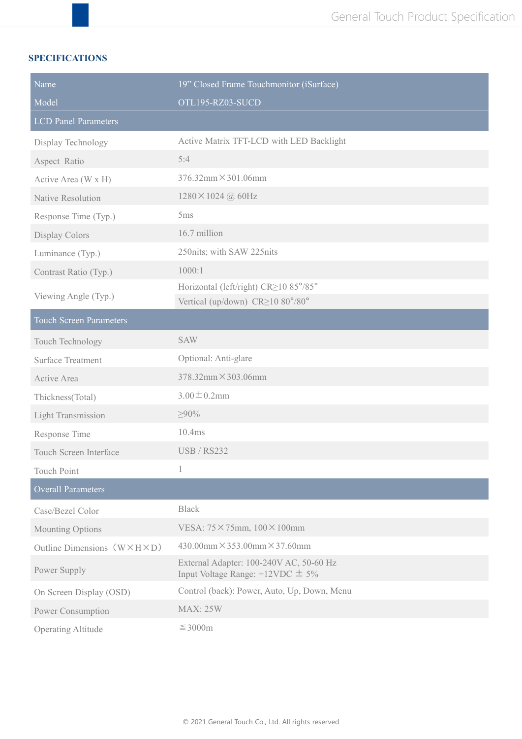## SPECIFICATIONS

| Name | 19" Closed Frame Touchmonitor (iSurface) |
|---|---|
| Model | OTL195-RZ03-SUCD |
| **LCD Panel Parameters** | |
| Display Technology | Active Matrix TFT-LCD with LED Backlight |
| Aspect Ratio | 5:4 |
| Active Area (W x H) | 376.32mm×301.06mm |
| Native Resolution | 1280×1024 @ 60Hz |
| Response Time (Typ.) | 5ms |
| Display Colors | 16.7 million |
| Luminance (Typ.) | 250nits; with SAW 225nits |
| Contrast Ratio (Typ.) | 1000:1 |
| Viewing Angle (Typ.) | Horizontal (left/right) CR≥10 85°/85°<br>Vertical (up/down) CR≥10 80°/80° |
| **Touch Screen Parameters** | |
| Touch Technology | SAW |
| Surface Treatment | Optional: Anti-glare |
| Active Area | 378.32mm×303.06mm |
| Thickness(Total) | 3.00±0.2mm |
| Light Transmission | ≥90% |
| Response Time | 10.4ms |
| Touch Screen Interface | USB / RS232 |
| Touch Point | 1 |
| **Overall Parameters** | |
| Case/Bezel Color | Black |
| Mounting Options | VESA: 75×75mm, 100×100mm |
| Outline Dimensions（W×H×D） | 430.00mm×353.00mm×37.60mm |
| Power Supply | External Adapter: 100-240V AC, 50-60 Hz<br>Input Voltage Range: +12VDC ± 5% |
| On Screen Display (OSD) | Control (back): Power, Auto, Up, Down, Menu |
| Power Consumption | MAX: 25W |
| Operating Altitude | ≦3000m |

© 2021 General Touch Co., Ltd. All rights reserved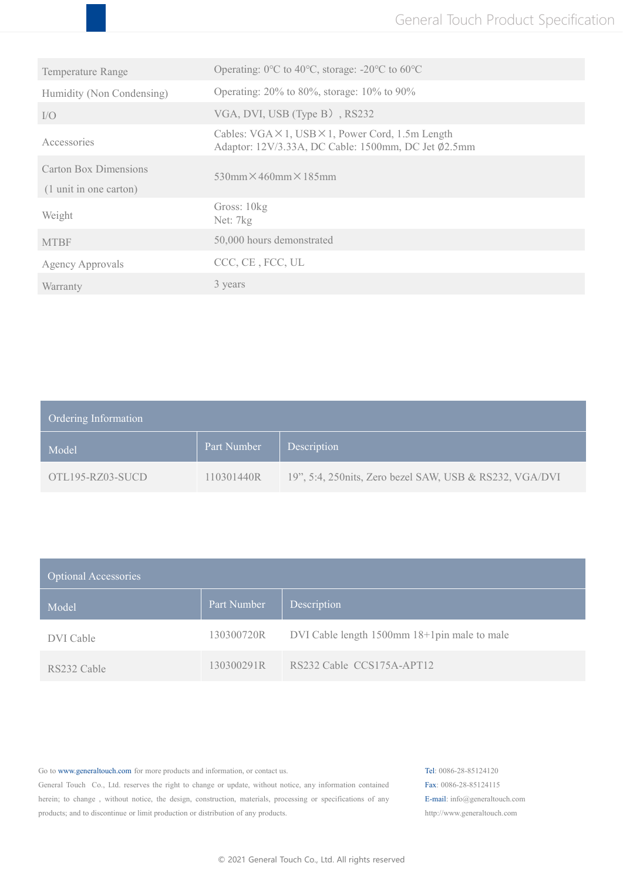| | |
|---|---|
| Temperature Range | Operating: 0°C to 40°C, storage: -20°C to 60°C |
| Humidity (Non Condensing) | Operating: 20% to 80%, storage: 10% to 90% |
| I/O | VGA, DVI, USB (Type B）, RS232 |
| Accessories | Cables: VGA×1, USB×1, Power Cord, 1.5m Length<br>Adaptor: 12V/3.33A, DC Cable: 1500mm, DC Jet Ø2.5mm |
| Carton Box Dimensions (1 unit in one carton) | 530mm×460mm×185mm |
| Weight | Gross: 10kg<br>Net: 7kg |
| MTBF | 50,000 hours demonstrated |
| Agency Approvals | CCC, CE , FCC, UL |
| Warranty | 3 years |

| Ordering Information | | |
|---|---|---|
| Model | Part Number | Description |
| OTL195-RZ03-SUCD | 110301440R | 19”, 5:4, 250nits, Zero bezel SAW, USB & RS232, VGA/DVI |

| Optional Accessories | | |
|---|---|---|
| Model | Part Number | Description |
| DVI Cable | 130300720R | DVI Cable length 1500mm 18+1pin male to male |
| RS232 Cable | 130300291R | RS232 Cable CCS175A-APT12 |

Go to www.generaltouch.com for more products and information, or contact us.
General Touch Co., Ltd. reserves the right to change or update, without notice, any information contained herein; to change , without notice, the design, construction, materials, processing or specifications of any products; and to discontinue or limit production or distribution of any products.

Tel: 0086-28-85124120
Fax: 0086-28-85124115
E-mail: info@generaltouch.com
http://www.generaltouch.com

© 2021 General Touch Co., Ltd. All rights reserved